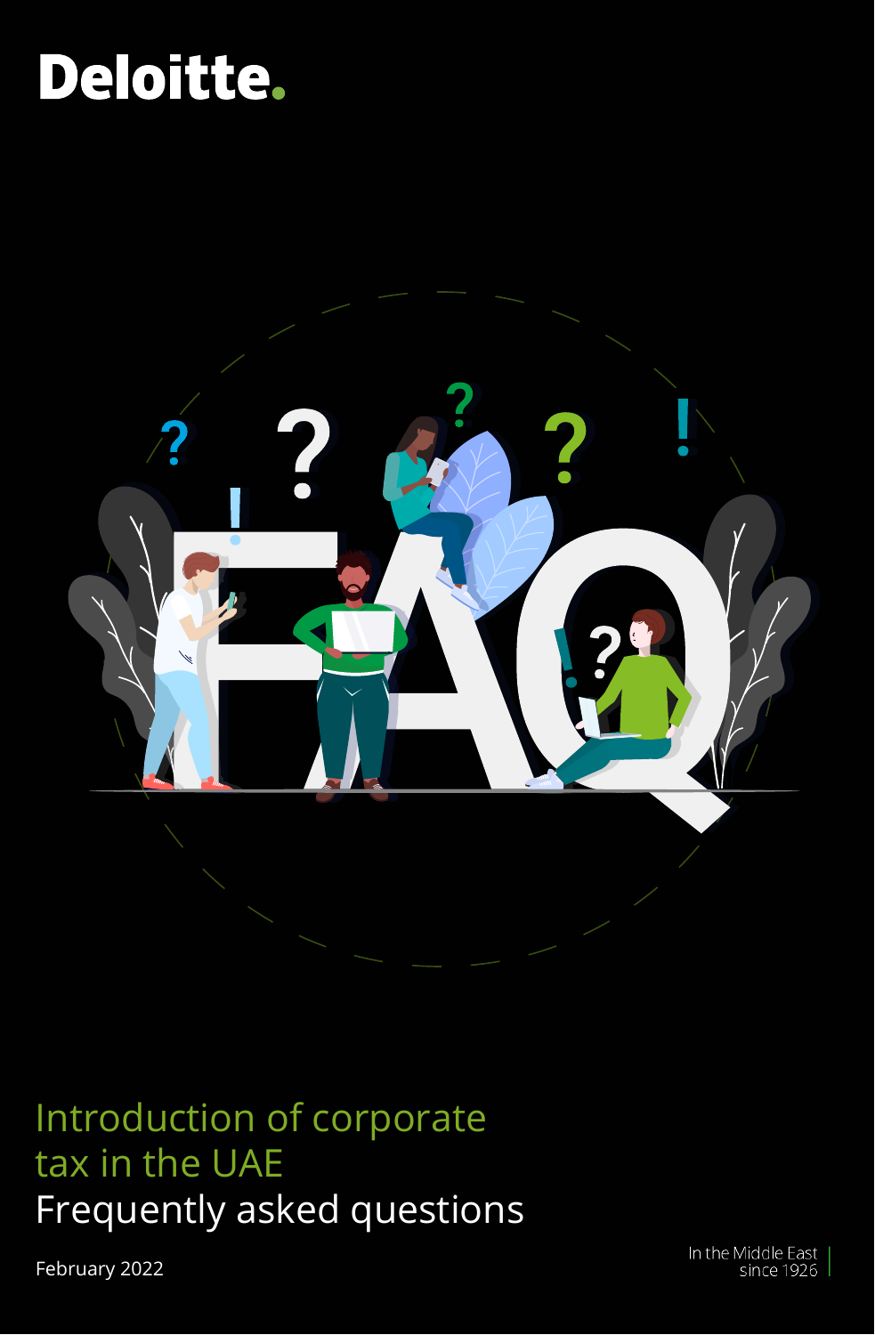Deloitte.

# Introduction of corporate tax in the UAE

## Frequently asked questions

February 2022

In the Middle East since 1926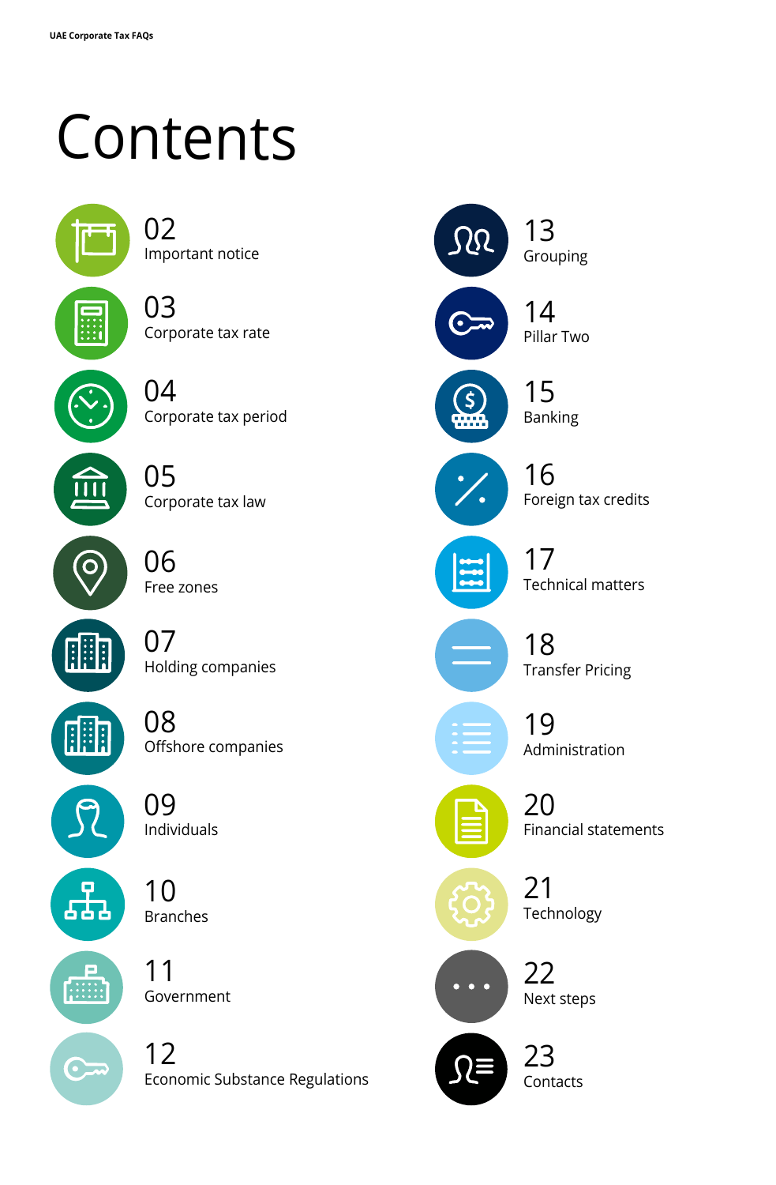# Contents

02 Important notice

03 Corporate tax rate

04 Corporate tax period

05 Corporate tax law

06 Free zones

07 Holding companies

08 Offshore companies

09 Individuals

10 Branches

11 Government

12 Economic Substance Regulations

13 Grouping

14 Pillar Two

15 Banking

16 Foreign tax credits

17 Technical matters

18 Transfer Pricing

19 Administration

20 Financial statements

21 Technology

22 Next steps

23 Contacts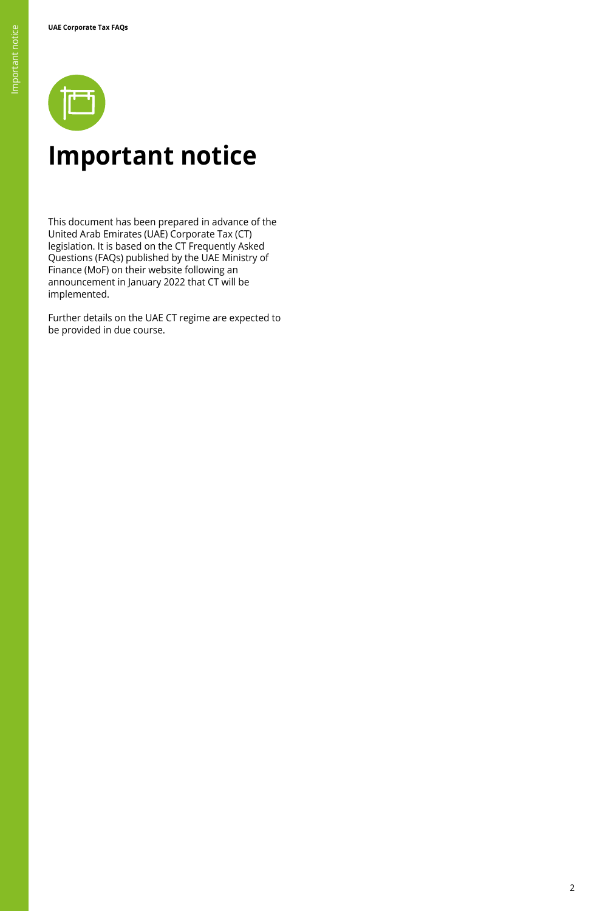# Important notice

This document has been prepared in advance of the United Arab Emirates (UAE) Corporate Tax (CT) legislation. It is based on the CT Frequently Asked Questions (FAQs) published by the UAE Ministry of Finance (MoF) on their website following an announcement in January 2022 that CT will be implemented.

Further details on the UAE CT regime are expected to be provided in due course.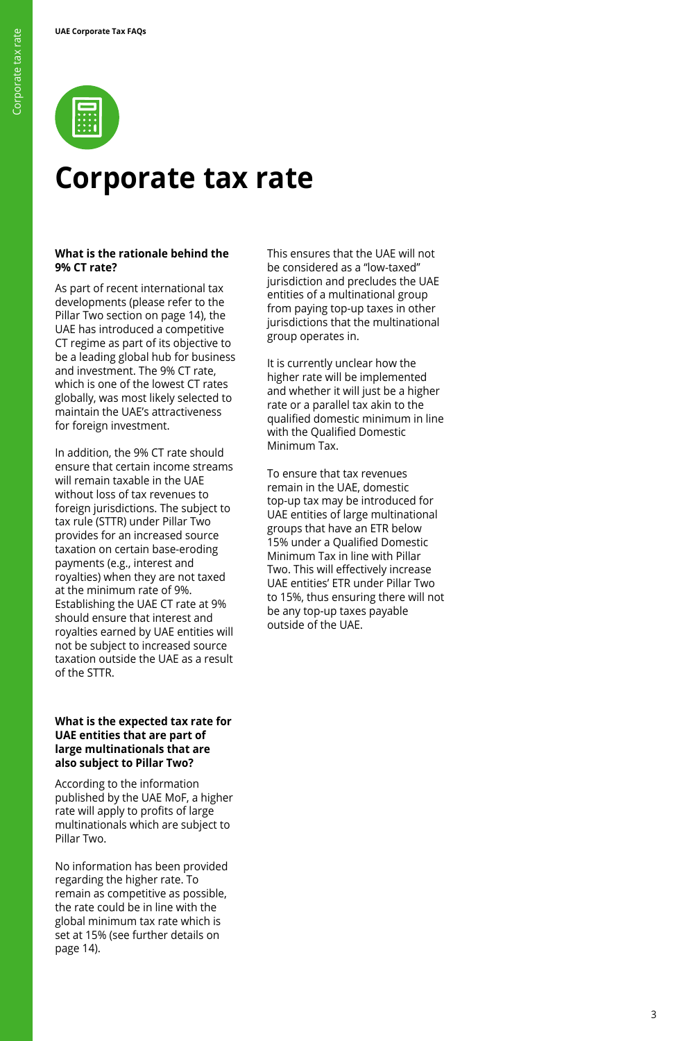# Corporate tax rate

**What is the rationale behind the 9% CT rate?**

As part of recent international tax developments (please refer to the Pillar Two section on page 14), the UAE has introduced a competitive CT regime as part of its objective to be a leading global hub for business and investment. The 9% CT rate, which is one of the lowest CT rates globally, was most likely selected to maintain the UAE's attractiveness for foreign investment.

In addition, the 9% CT rate should ensure that certain income streams will remain taxable in the UAE without loss of tax revenues to foreign jurisdictions. The subject to tax rule (STTR) under Pillar Two provides for an increased source taxation on certain base-eroding payments (e.g., interest and royalties) when they are not taxed at the minimum rate of 9%. Establishing the UAE CT rate at 9% should ensure that interest and royalties earned by UAE entities will not be subject to increased source taxation outside the UAE as a result of the STTR.

**What is the expected tax rate for UAE entities that are part of large multinationals that are also subject to Pillar Two?**

According to the information published by the UAE MoF, a higher rate will apply to profits of large multinationals which are subject to Pillar Two.

No information has been provided regarding the higher rate. To remain as competitive as possible, the rate could be in line with the global minimum tax rate which is set at 15% (see further details on page 14).

This ensures that the UAE will not be considered as a "low-taxed" jurisdiction and precludes the UAE entities of a multinational group from paying top-up taxes in other jurisdictions that the multinational group operates in.

It is currently unclear how the higher rate will be implemented and whether it will just be a higher rate or a parallel tax akin to the qualified domestic minimum in line with the Qualified Domestic Minimum Tax.

To ensure that tax revenues remain in the UAE, domestic top-up tax may be introduced for UAE entities of large multinational groups that have an ETR below 15% under a Qualified Domestic Minimum Tax in line with Pillar Two. This will effectively increase UAE entities' ETR under Pillar Two to 15%, thus ensuring there will not be any top-up taxes payable outside of the UAE.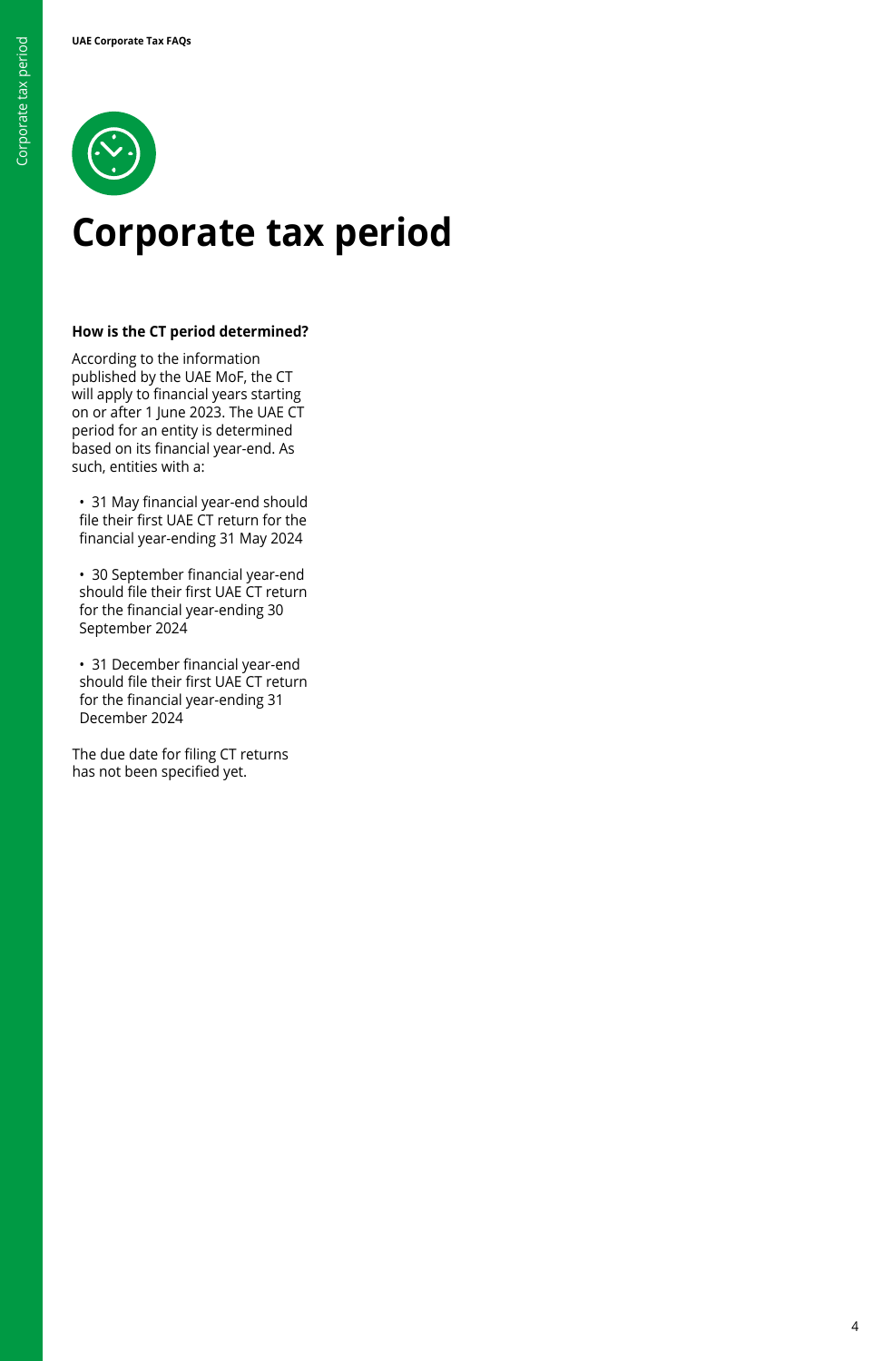# Corporate tax period

### How is the CT period determined?

According to the information published by the UAE MoF, the CT will apply to financial years starting on or after 1 June 2023. The UAE CT period for an entity is determined based on its financial year-end. As such, entities with a:

- 31 May financial year-end should file their first UAE CT return for the financial year-ending 31 May 2024
- 30 September financial year-end should file their first UAE CT return for the financial year-ending 30 September 2024
- 31 December financial year-end should file their first UAE CT return for the financial year-ending 31 December 2024

The due date for filing CT returns has not been specified yet.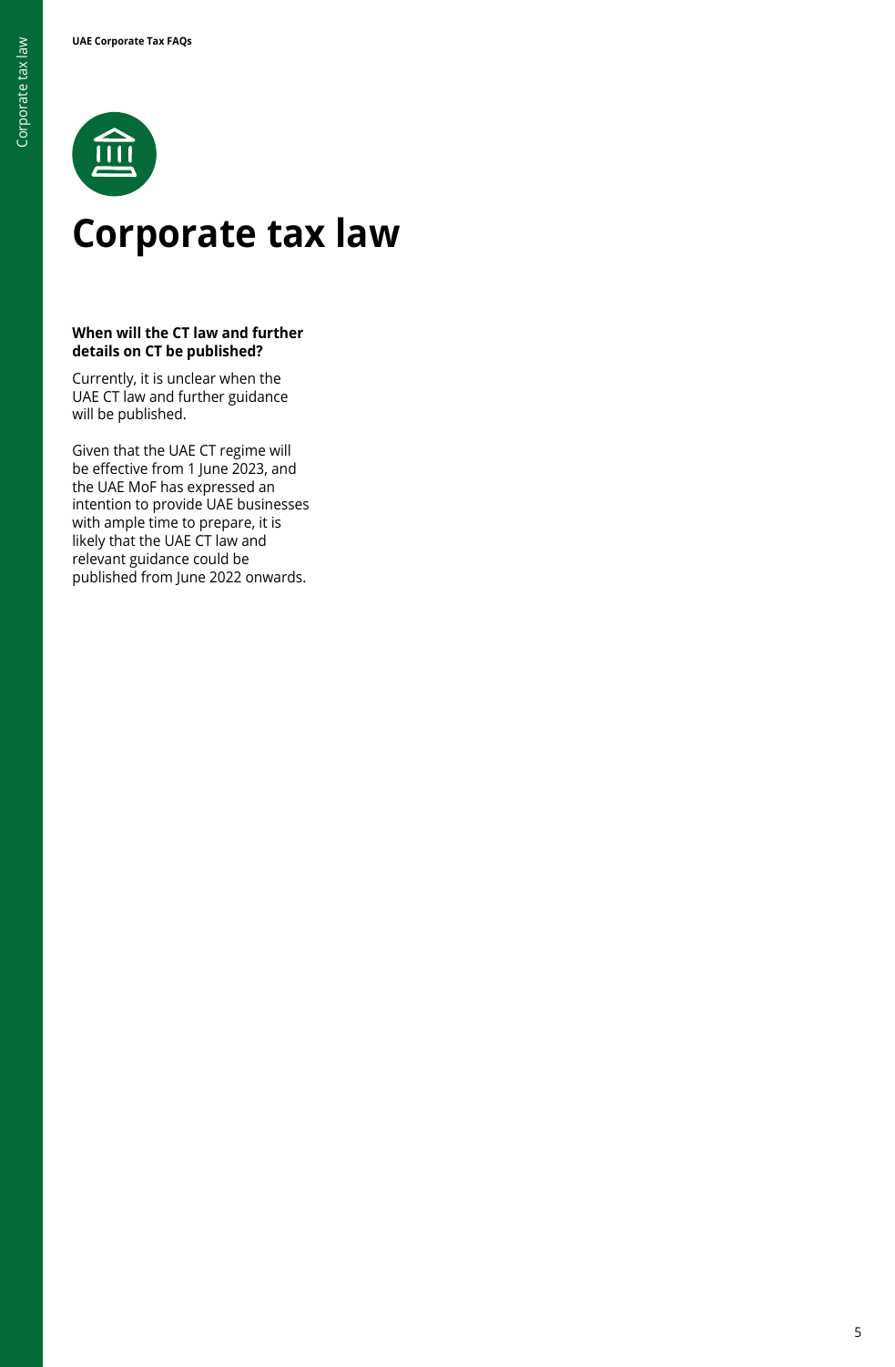# Corporate tax law

**When will the CT law and further details on CT be published?**

Currently, it is unclear when the UAE CT law and further guidance will be published.

Given that the UAE CT regime will be effective from 1 June 2023, and the UAE MoF has expressed an intention to provide UAE businesses with ample time to prepare, it is likely that the UAE CT law and relevant guidance could be published from June 2022 onwards.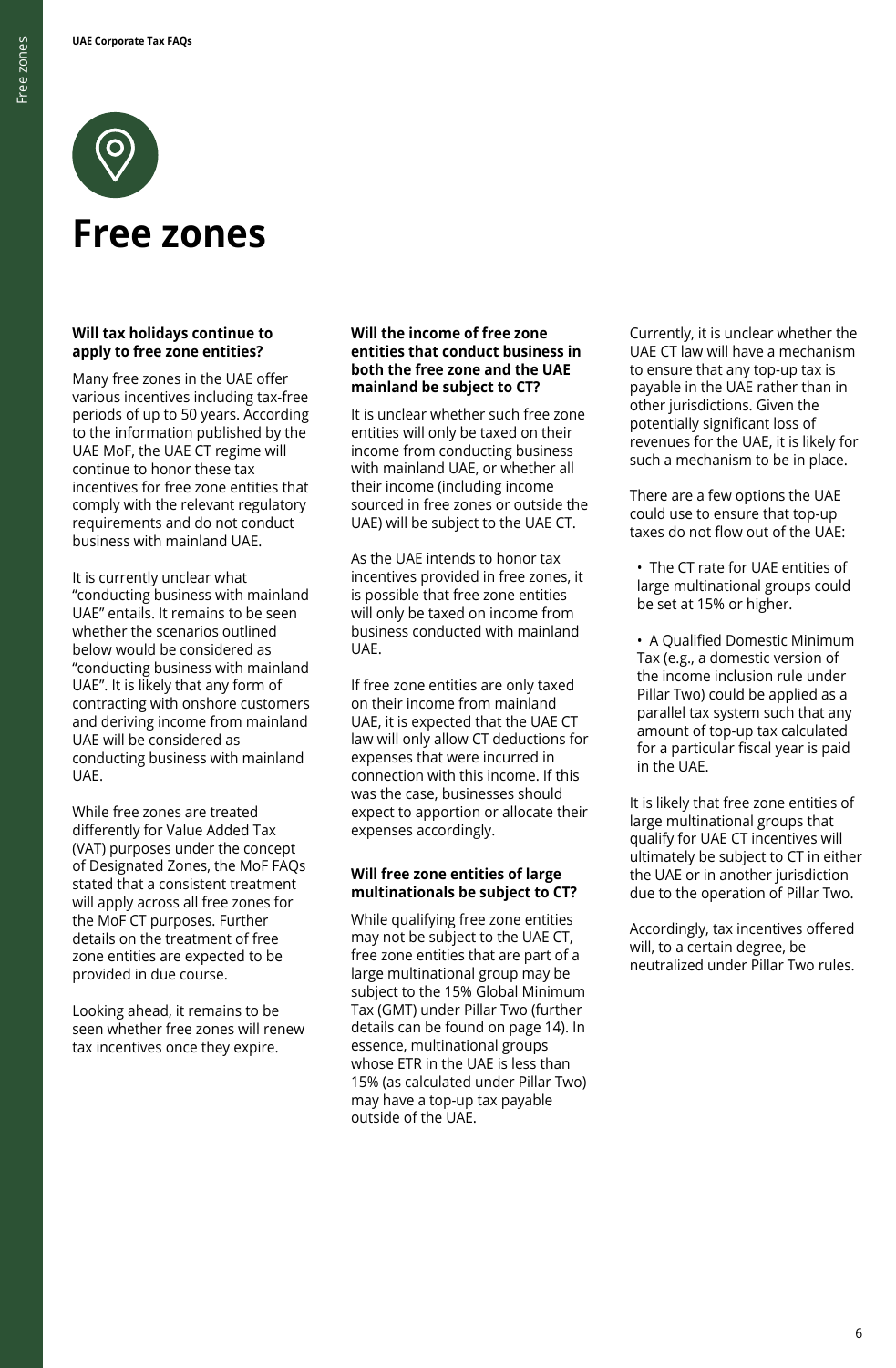# Free zones

### Will tax holidays continue to apply to free zone entities?

Many free zones in the UAE offer various incentives including tax-free periods of up to 50 years. According to the information published by the UAE MoF, the UAE CT regime will continue to honor these tax incentives for free zone entities that comply with the relevant regulatory requirements and do not conduct business with mainland UAE.

It is currently unclear what "conducting business with mainland UAE" entails. It remains to be seen whether the scenarios outlined below would be considered as "conducting business with mainland UAE". It is likely that any form of contracting with onshore customers and deriving income from mainland UAE will be considered as conducting business with mainland UAE.

While free zones are treated differently for Value Added Tax (VAT) purposes under the concept of Designated Zones, the MoF FAQs stated that a consistent treatment will apply across all free zones for the MoF CT purposes. Further details on the treatment of free zone entities are expected to be provided in due course.

Looking ahead, it remains to be seen whether free zones will renew tax incentives once they expire.

### Will the income of free zone entities that conduct business in both the free zone and the UAE mainland be subject to CT?

It is unclear whether such free zone entities will only be taxed on their income from conducting business with mainland UAE, or whether all their income (including income sourced in free zones or outside the UAE) will be subject to the UAE CT.

As the UAE intends to honor tax incentives provided in free zones, it is possible that free zone entities will only be taxed on income from business conducted with mainland UAE.

If free zone entities are only taxed on their income from mainland UAE, it is expected that the UAE CT law will only allow CT deductions for expenses that were incurred in connection with this income. If this was the case, businesses should expect to apportion or allocate their expenses accordingly.

### Will free zone entities of large multinationals be subject to CT?

While qualifying free zone entities may not be subject to the UAE CT, free zone entities that are part of a large multinational group may be subject to the 15% Global Minimum Tax (GMT) under Pillar Two (further details can be found on page 14). In essence, multinational groups whose ETR in the UAE is less than 15% (as calculated under Pillar Two) may have a top-up tax payable outside of the UAE.

Currently, it is unclear whether the UAE CT law will have a mechanism to ensure that any top-up tax is payable in the UAE rather than in other jurisdictions. Given the potentially significant loss of revenues for the UAE, it is likely for such a mechanism to be in place.

There are a few options the UAE could use to ensure that top-up taxes do not flow out of the UAE:

- The CT rate for UAE entities of large multinational groups could be set at 15% or higher.
- A Qualified Domestic Minimum Tax (e.g., a domestic version of the income inclusion rule under Pillar Two) could be applied as a parallel tax system such that any amount of top-up tax calculated for a particular fiscal year is paid in the UAE.

It is likely that free zone entities of large multinational groups that qualify for UAE CT incentives will ultimately be subject to CT in either the UAE or in another jurisdiction due to the operation of Pillar Two.

Accordingly, tax incentives offered will, to a certain degree, be neutralized under Pillar Two rules.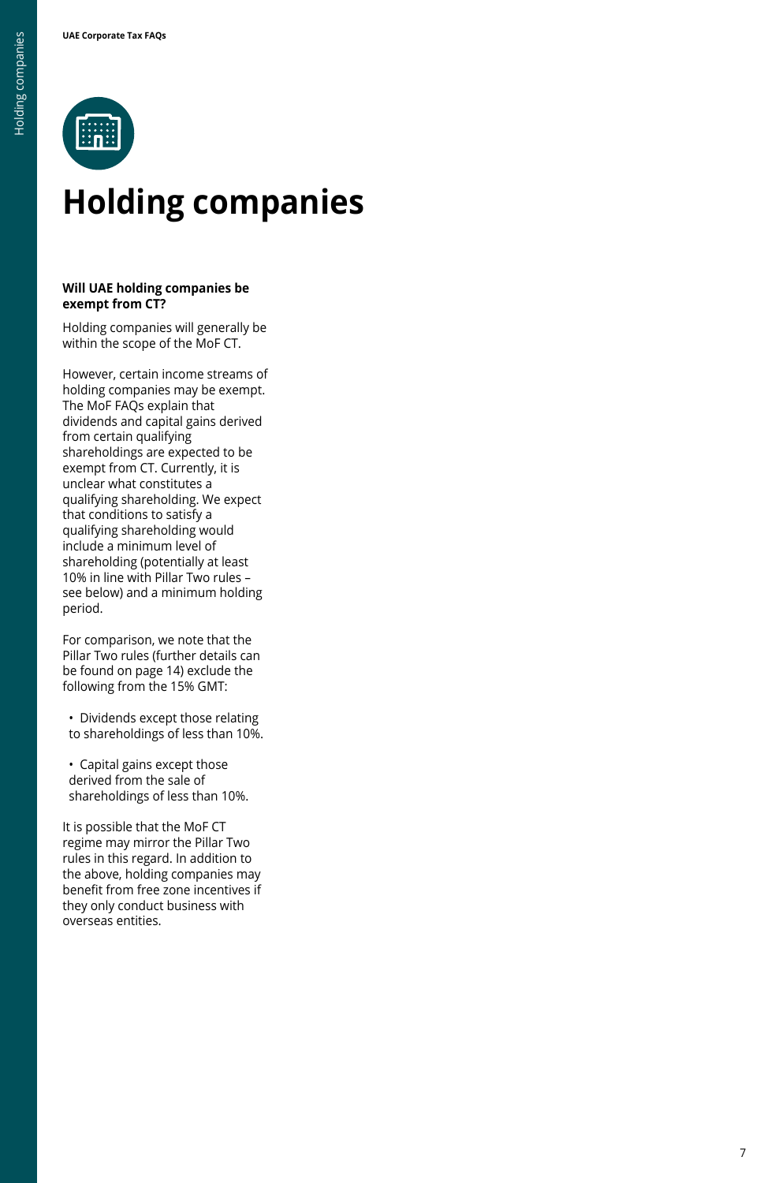# Holding companies

**Will UAE holding companies be exempt from CT?**

Holding companies will generally be within the scope of the MoF CT.

However, certain income streams of holding companies may be exempt. The MoF FAQs explain that dividends and capital gains derived from certain qualifying shareholdings are expected to be exempt from CT. Currently, it is unclear what constitutes a qualifying shareholding. We expect that conditions to satisfy a qualifying shareholding would include a minimum level of shareholding (potentially at least 10% in line with Pillar Two rules – see below) and a minimum holding period.

For comparison, we note that the Pillar Two rules (further details can be found on page 14) exclude the following from the 15% GMT:

- Dividends except those relating to shareholdings of less than 10%.
- Capital gains except those derived from the sale of shareholdings of less than 10%.

It is possible that the MoF CT regime may mirror the Pillar Two rules in this regard. In addition to the above, holding companies may benefit from free zone incentives if they only conduct business with overseas entities.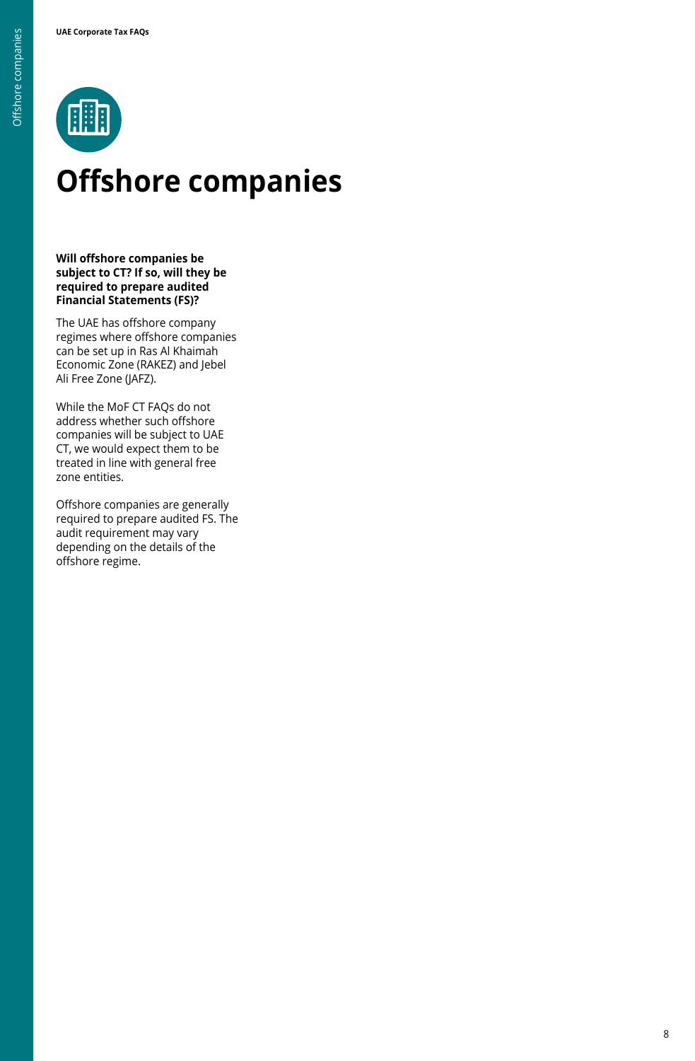# Offshore companies

**Will offshore companies be subject to CT? If so, will they be required to prepare audited Financial Statements (FS)?**

The UAE has offshore company regimes where offshore companies can be set up in Ras Al Khaimah Economic Zone (RAKEZ) and Jebel Ali Free Zone (JAFZ).

While the MoF CT FAQs do not address whether such offshore companies will be subject to UAE CT, we would expect them to be treated in line with general free zone entities.

Offshore companies are generally required to prepare audited FS. The audit requirement may vary depending on the details of the offshore regime.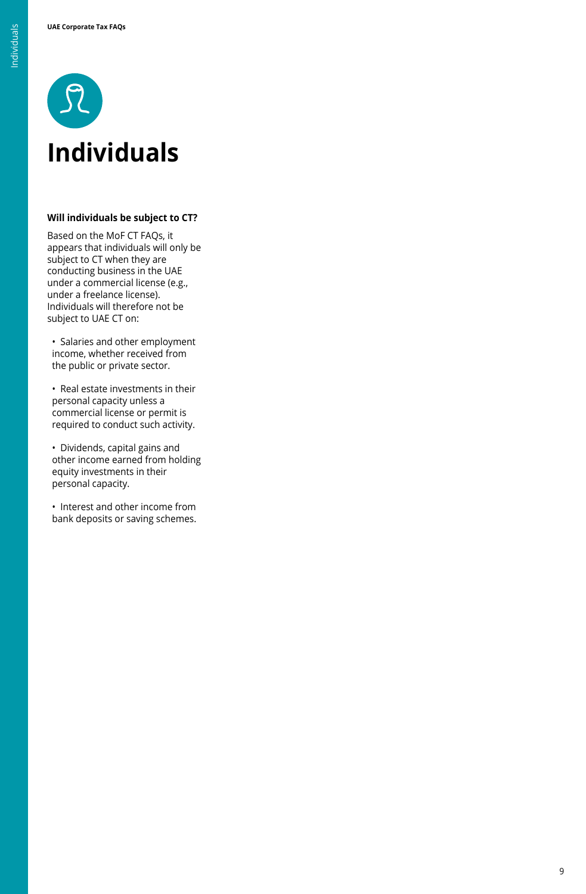# Individuals

### Will individuals be subject to CT?

Based on the MoF CT FAQs, it appears that individuals will only be subject to CT when they are conducting business in the UAE under a commercial license (e.g., under a freelance license). Individuals will therefore not be subject to UAE CT on:

- Salaries and other employment income, whether received from the public or private sector.
- Real estate investments in their personal capacity unless a commercial license or permit is required to conduct such activity.
- Dividends, capital gains and other income earned from holding equity investments in their personal capacity.
- Interest and other income from bank deposits or saving schemes.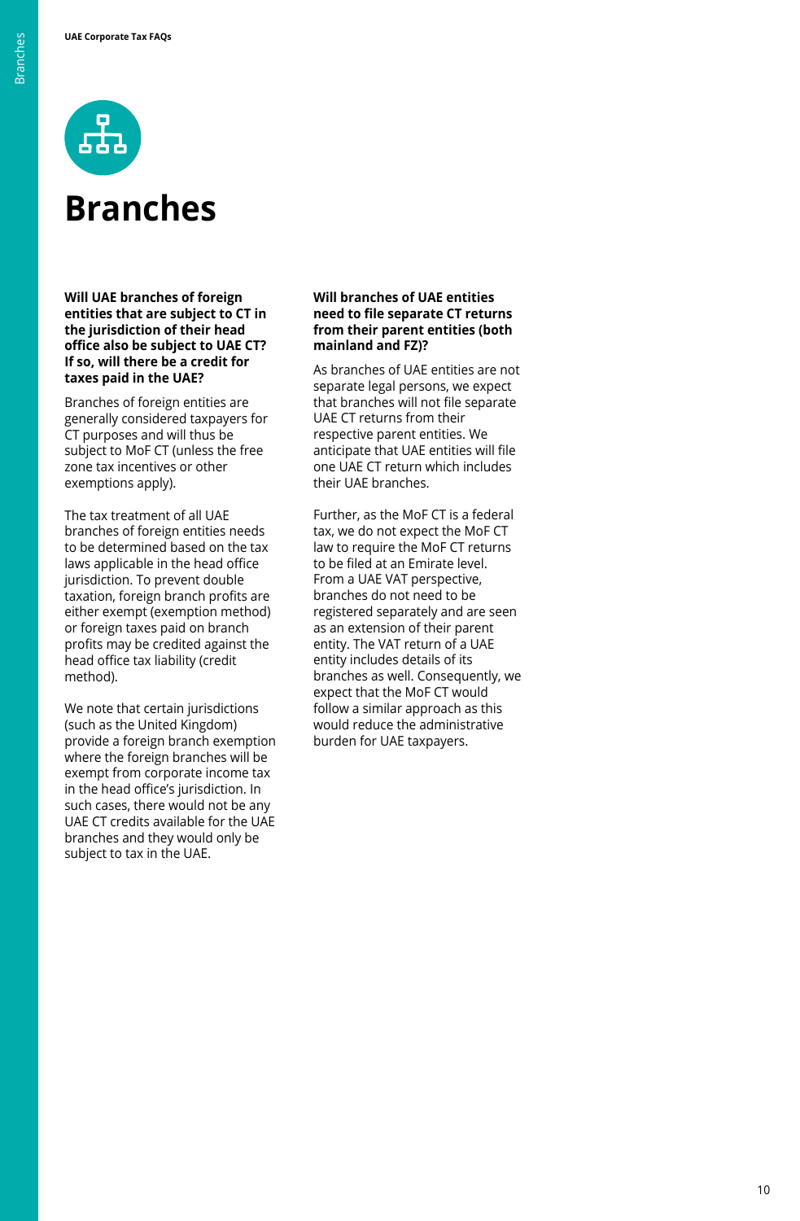# Branches

**Will UAE branches of foreign entities that are subject to CT in the jurisdiction of their head office also be subject to UAE CT? If so, will there be a credit for taxes paid in the UAE?**

Branches of foreign entities are generally considered taxpayers for CT purposes and will thus be subject to MoF CT (unless the free zone tax incentives or other exemptions apply).

The tax treatment of all UAE branches of foreign entities needs to be determined based on the tax laws applicable in the head office jurisdiction. To prevent double taxation, foreign branch profits are either exempt (exemption method) or foreign taxes paid on branch profits may be credited against the head office tax liability (credit method).

We note that certain jurisdictions (such as the United Kingdom) provide a foreign branch exemption where the foreign branches will be exempt from corporate income tax in the head office's jurisdiction. In such cases, there would not be any UAE CT credits available for the UAE branches and they would only be subject to tax in the UAE.

**Will branches of UAE entities need to file separate CT returns from their parent entities (both mainland and FZ)?**

As branches of UAE entities are not separate legal persons, we expect that branches will not file separate UAE CT returns from their respective parent entities. We anticipate that UAE entities will file one UAE CT return which includes their UAE branches.

Further, as the MoF CT is a federal tax, we do not expect the MoF CT law to require the MoF CT returns to be filed at an Emirate level. From a UAE VAT perspective, branches do not need to be registered separately and are seen as an extension of their parent entity. The VAT return of a UAE entity includes details of its branches as well. Consequently, we expect that the MoF CT would follow a similar approach as this would reduce the administrative burden for UAE taxpayers.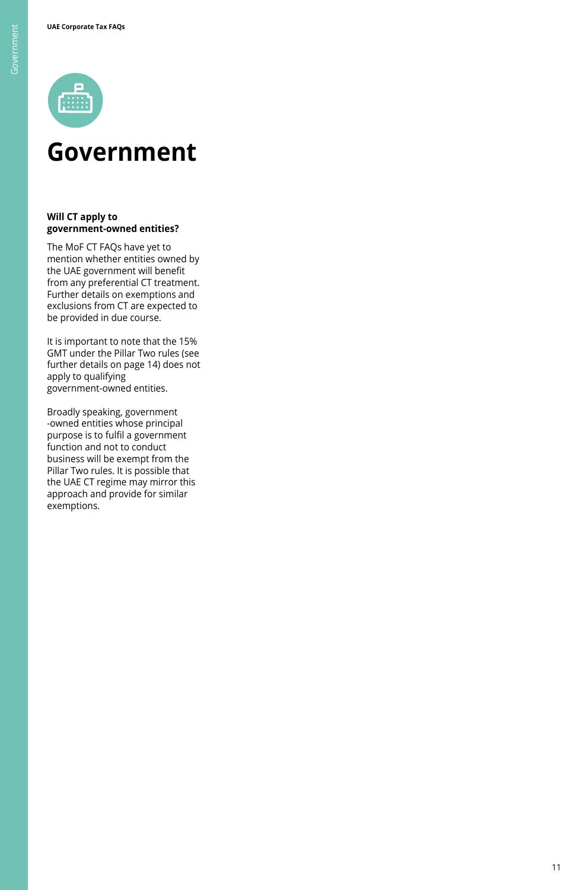# Government

### Will CT apply to government-owned entities?

The MoF CT FAQs have yet to mention whether entities owned by the UAE government will benefit from any preferential CT treatment. Further details on exemptions and exclusions from CT are expected to be provided in due course.

It is important to note that the 15% GMT under the Pillar Two rules (see further details on page 14) does not apply to qualifying government-owned entities.

Broadly speaking, government -owned entities whose principal purpose is to fulfil a government function and not to conduct business will be exempt from the Pillar Two rules. It is possible that the UAE CT regime may mirror this approach and provide for similar exemptions.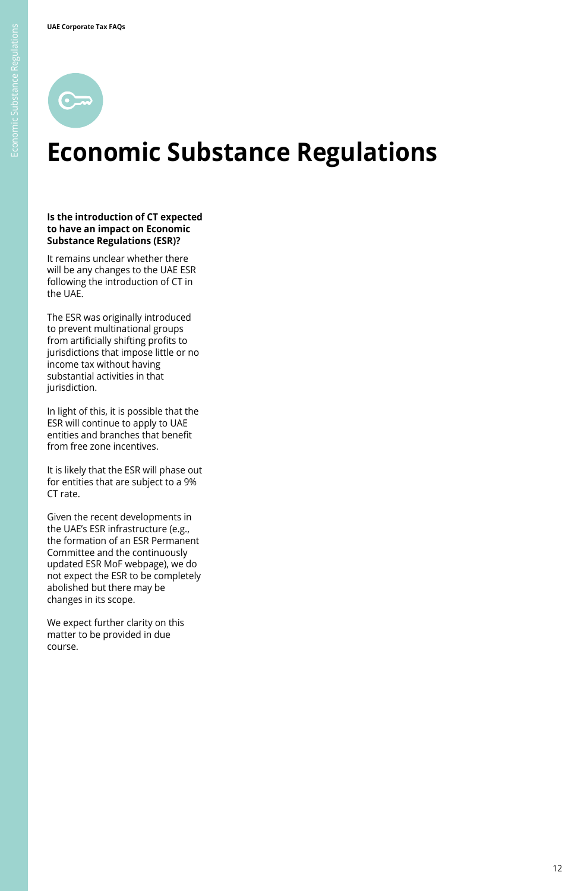# Economic Substance Regulations

**Is the introduction of CT expected to have an impact on Economic Substance Regulations (ESR)?**

It remains unclear whether there will be any changes to the UAE ESR following the introduction of CT in the UAE.

The ESR was originally introduced to prevent multinational groups from artificially shifting profits to jurisdictions that impose little or no income tax without having substantial activities in that jurisdiction.

In light of this, it is possible that the ESR will continue to apply to UAE entities and branches that benefit from free zone incentives.

It is likely that the ESR will phase out for entities that are subject to a 9% CT rate.

Given the recent developments in the UAE's ESR infrastructure (e.g., the formation of an ESR Permanent Committee and the continuously updated ESR MoF webpage), we do not expect the ESR to be completely abolished but there may be changes in its scope.

We expect further clarity on this matter to be provided in due course.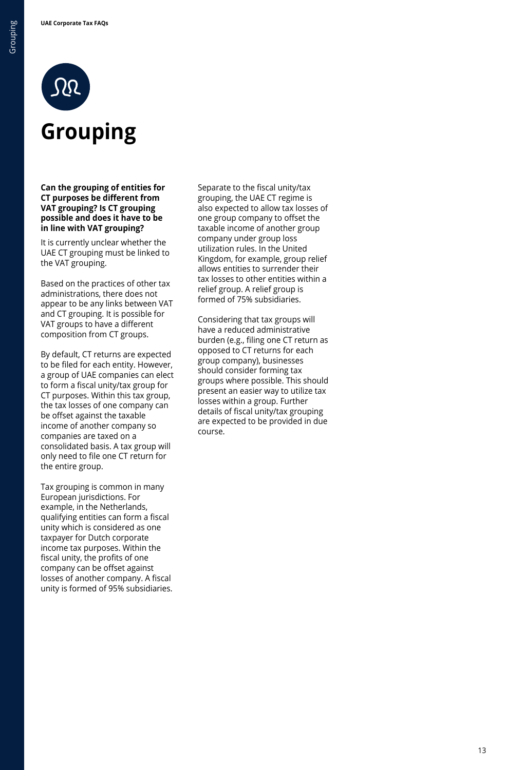# Grouping

**Can the grouping of entities for CT purposes be different from VAT grouping? Is CT grouping possible and does it have to be in line with VAT grouping?**

It is currently unclear whether the UAE CT grouping must be linked to the VAT grouping.

Based on the practices of other tax administrations, there does not appear to be any links between VAT and CT grouping. It is possible for VAT groups to have a different composition from CT groups.

By default, CT returns are expected to be filed for each entity. However, a group of UAE companies can elect to form a fiscal unity/tax group for CT purposes. Within this tax group, the tax losses of one company can be offset against the taxable income of another company so companies are taxed on a consolidated basis. A tax group will only need to file one CT return for the entire group.

Tax grouping is common in many European jurisdictions. For example, in the Netherlands, qualifying entities can form a fiscal unity which is considered as one taxpayer for Dutch corporate income tax purposes. Within the fiscal unity, the profits of one company can be offset against losses of another company. A fiscal unity is formed of 95% subsidiaries.

Separate to the fiscal unity/tax grouping, the UAE CT regime is also expected to allow tax losses of one group company to offset the taxable income of another group company under group loss utilization rules. In the United Kingdom, for example, group relief allows entities to surrender their tax losses to other entities within a relief group. A relief group is formed of 75% subsidiaries.

Considering that tax groups will have a reduced administrative burden (e.g., filing one CT return as opposed to CT returns for each group company), businesses should consider forming tax groups where possible. This should present an easier way to utilize tax losses within a group. Further details of fiscal unity/tax grouping are expected to be provided in due course.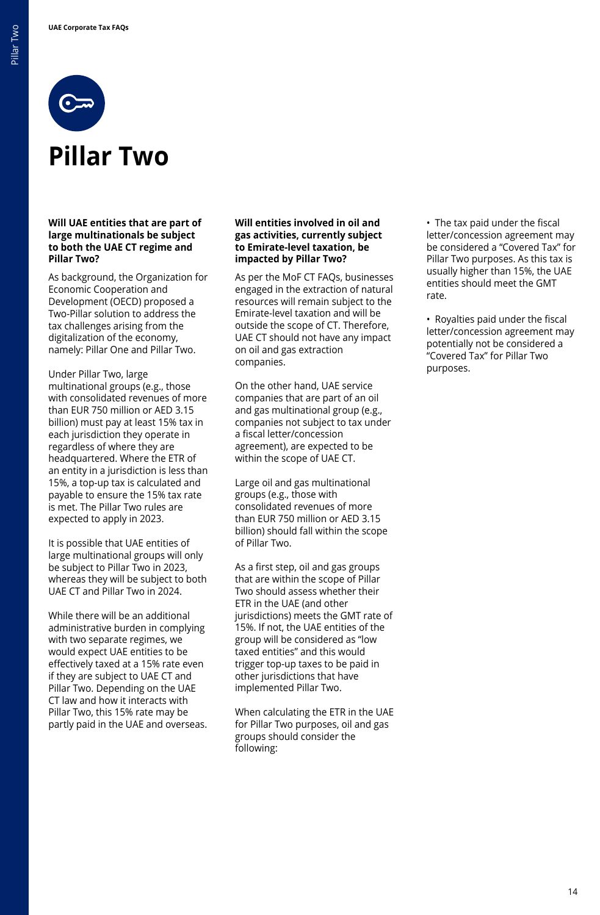# Pillar Two

**Will UAE entities that are part of large multinationals be subject to both the UAE CT regime and Pillar Two?**

As background, the Organization for Economic Cooperation and Development (OECD) proposed a Two-Pillar solution to address the tax challenges arising from the digitalization of the economy, namely: Pillar One and Pillar Two.

Under Pillar Two, large multinational groups (e.g., those with consolidated revenues of more than EUR 750 million or AED 3.15 billion) must pay at least 15% tax in each jurisdiction they operate in regardless of where they are headquartered. Where the ETR of an entity in a jurisdiction is less than 15%, a top-up tax is calculated and payable to ensure the 15% tax rate is met. The Pillar Two rules are expected to apply in 2023.

It is possible that UAE entities of large multinational groups will only be subject to Pillar Two in 2023, whereas they will be subject to both UAE CT and Pillar Two in 2024.

While there will be an additional administrative burden in complying with two separate regimes, we would expect UAE entities to be effectively taxed at a 15% rate even if they are subject to UAE CT and Pillar Two. Depending on the UAE CT law and how it interacts with Pillar Two, this 15% rate may be partly paid in the UAE and overseas.

**Will entities involved in oil and gas activities, currently subject to Emirate-level taxation, be impacted by Pillar Two?**

As per the MoF CT FAQs, businesses engaged in the extraction of natural resources will remain subject to the Emirate-level taxation and will be outside the scope of CT. Therefore, UAE CT should not have any impact on oil and gas extraction companies.

On the other hand, UAE service companies that are part of an oil and gas multinational group (e.g., companies not subject to tax under a fiscal letter/concession agreement), are expected to be within the scope of UAE CT.

Large oil and gas multinational groups (e.g., those with consolidated revenues of more than EUR 750 million or AED 3.15 billion) should fall within the scope of Pillar Two.

As a first step, oil and gas groups that are within the scope of Pillar Two should assess whether their ETR in the UAE (and other jurisdictions) meets the GMT rate of 15%. If not, the UAE entities of the group will be considered as "low taxed entities" and this would trigger top-up taxes to be paid in other jurisdictions that have implemented Pillar Two.

When calculating the ETR in the UAE for Pillar Two purposes, oil and gas groups should consider the following:

- The tax paid under the fiscal letter/concession agreement may be considered a "Covered Tax" for Pillar Two purposes. As this tax is usually higher than 15%, the UAE entities should meet the GMT rate.
- Royalties paid under the fiscal letter/concession agreement may potentially not be considered a "Covered Tax" for Pillar Two purposes.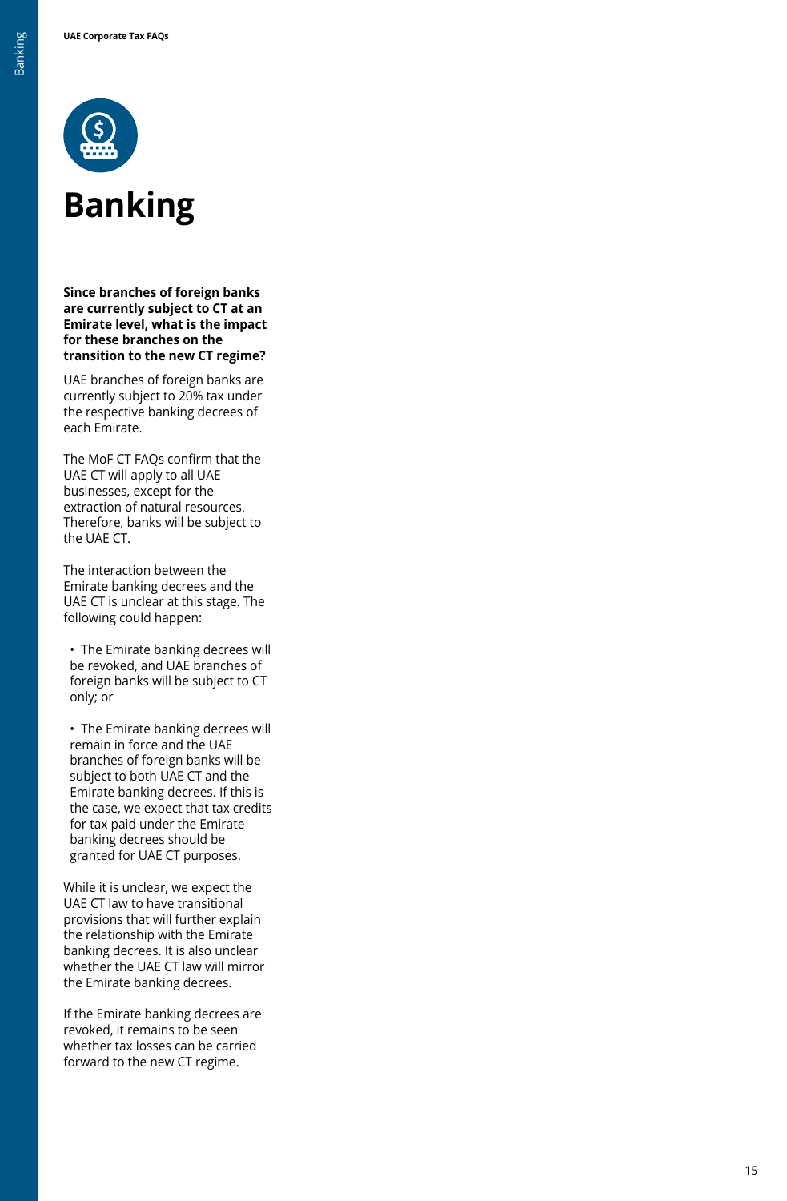# Banking

**Since branches of foreign banks are currently subject to CT at an Emirate level, what is the impact for these branches on the transition to the new CT regime?**

UAE branches of foreign banks are currently subject to 20% tax under the respective banking decrees of each Emirate.

The MoF CT FAQs confirm that the UAE CT will apply to all UAE businesses, except for the extraction of natural resources. Therefore, banks will be subject to the UAE CT.

The interaction between the Emirate banking decrees and the UAE CT is unclear at this stage. The following could happen:

- The Emirate banking decrees will be revoked, and UAE branches of foreign banks will be subject to CT only; or
- The Emirate banking decrees will remain in force and the UAE branches of foreign banks will be subject to both UAE CT and the Emirate banking decrees. If this is the case, we expect that tax credits for tax paid under the Emirate banking decrees should be granted for UAE CT purposes.

While it is unclear, we expect the UAE CT law to have transitional provisions that will further explain the relationship with the Emirate banking decrees. It is also unclear whether the UAE CT law will mirror the Emirate banking decrees.

If the Emirate banking decrees are revoked, it remains to be seen whether tax losses can be carried forward to the new CT regime.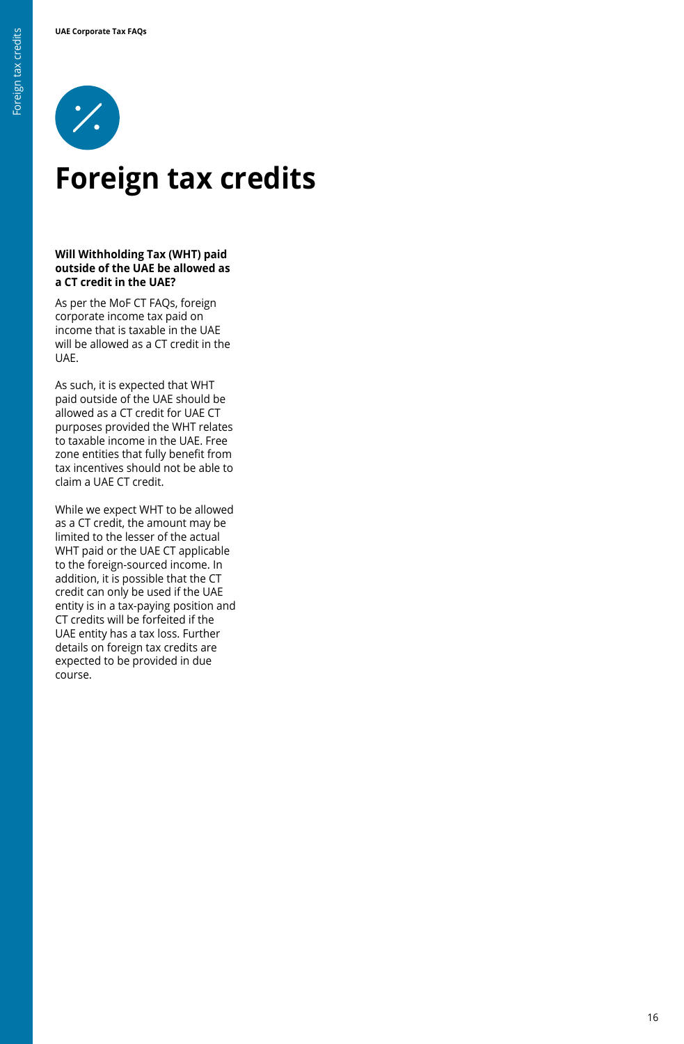# Foreign tax credits

**Will Withholding Tax (WHT) paid outside of the UAE be allowed as a CT credit in the UAE?**

As per the MoF CT FAQs, foreign corporate income tax paid on income that is taxable in the UAE will be allowed as a CT credit in the UAE.

As such, it is expected that WHT paid outside of the UAE should be allowed as a CT credit for UAE CT purposes provided the WHT relates to taxable income in the UAE. Free zone entities that fully benefit from tax incentives should not be able to claim a UAE CT credit.

While we expect WHT to be allowed as a CT credit, the amount may be limited to the lesser of the actual WHT paid or the UAE CT applicable to the foreign-sourced income. In addition, it is possible that the CT credit can only be used if the UAE entity is in a tax-paying position and CT credits will be forfeited if the UAE entity has a tax loss. Further details on foreign tax credits are expected to be provided in due course.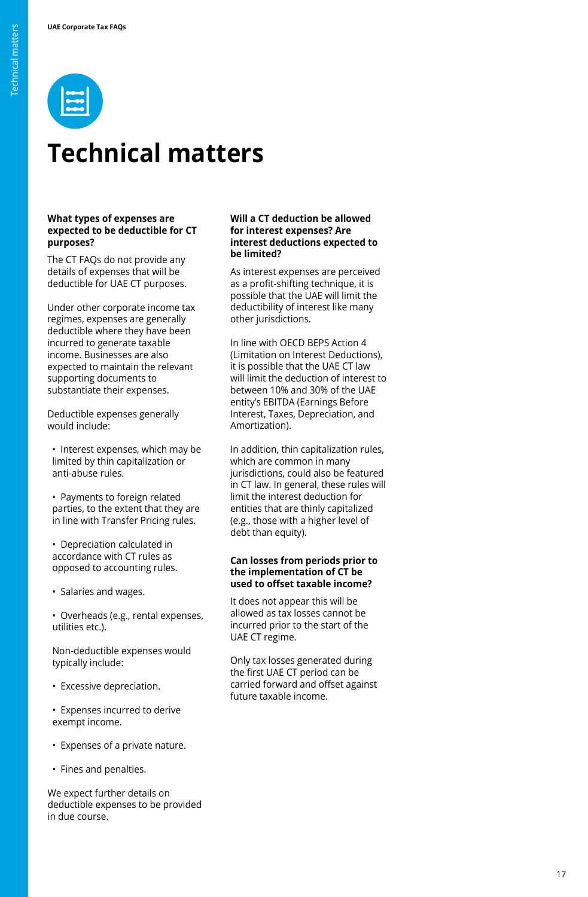# Technical matters

**What types of expenses are expected to be deductible for CT purposes?**

The CT FAQs do not provide any details of expenses that will be deductible for UAE CT purposes.

Under other corporate income tax regimes, expenses are generally deductible where they have been incurred to generate taxable income. Businesses are also expected to maintain the relevant supporting documents to substantiate their expenses.

Deductible expenses generally would include:

- Interest expenses, which may be limited by thin capitalization or anti-abuse rules.
- Payments to foreign related parties, to the extent that they are in line with Transfer Pricing rules.
- Depreciation calculated in accordance with CT rules as opposed to accounting rules.
- Salaries and wages.
- Overheads (e.g., rental expenses, utilities etc.).

Non-deductible expenses would typically include:

- Excessive depreciation.
- Expenses incurred to derive exempt income.
- Expenses of a private nature.
- Fines and penalties.

We expect further details on deductible expenses to be provided in due course.

**Will a CT deduction be allowed for interest expenses? Are interest deductions expected to be limited?**

As interest expenses are perceived as a profit-shifting technique, it is possible that the UAE will limit the deductibility of interest like many other jurisdictions.

In line with OECD BEPS Action 4 (Limitation on Interest Deductions), it is possible that the UAE CT law will limit the deduction of interest to between 10% and 30% of the UAE entity's EBITDA (Earnings Before Interest, Taxes, Depreciation, and Amortization).

In addition, thin capitalization rules, which are common in many jurisdictions, could also be featured in CT law. In general, these rules will limit the interest deduction for entities that are thinly capitalized (e.g., those with a higher level of debt than equity).

**Can losses from periods prior to the implementation of CT be used to offset taxable income?**

It does not appear this will be allowed as tax losses cannot be incurred prior to the start of the UAE CT regime.

Only tax losses generated during the first UAE CT period can be carried forward and offset against future taxable income.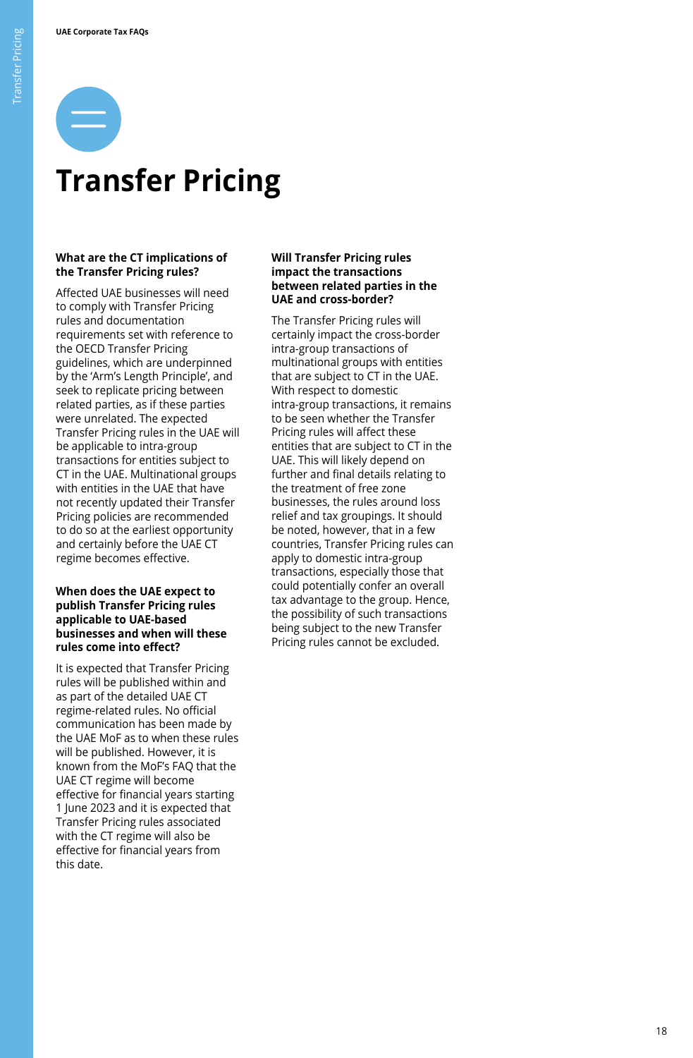# Transfer Pricing

**What are the CT implications of the Transfer Pricing rules?**

Affected UAE businesses will need to comply with Transfer Pricing rules and documentation requirements set with reference to the OECD Transfer Pricing guidelines, which are underpinned by the 'Arm's Length Principle', and seek to replicate pricing between related parties, as if these parties were unrelated. The expected Transfer Pricing rules in the UAE will be applicable to intra-group transactions for entities subject to CT in the UAE. Multinational groups with entities in the UAE that have not recently updated their Transfer Pricing policies are recommended to do so at the earliest opportunity and certainly before the UAE CT regime becomes effective.

**When does the UAE expect to publish Transfer Pricing rules applicable to UAE-based businesses and when will these rules come into effect?**

It is expected that Transfer Pricing rules will be published within and as part of the detailed UAE CT regime-related rules. No official communication has been made by the UAE MoF as to when these rules will be published. However, it is known from the MoF's FAQ that the UAE CT regime will become effective for financial years starting 1 June 2023 and it is expected that Transfer Pricing rules associated with the CT regime will also be effective for financial years from this date.

**Will Transfer Pricing rules impact the transactions between related parties in the UAE and cross-border?**

The Transfer Pricing rules will certainly impact the cross-border intra-group transactions of multinational groups with entities that are subject to CT in the UAE. With respect to domestic intra-group transactions, it remains to be seen whether the Transfer Pricing rules will affect these entities that are subject to CT in the UAE. This will likely depend on further and final details relating to the treatment of free zone businesses, the rules around loss relief and tax groupings. It should be noted, however, that in a few countries, Transfer Pricing rules can apply to domestic intra-group transactions, especially those that could potentially confer an overall tax advantage to the group. Hence, the possibility of such transactions being subject to the new Transfer Pricing rules cannot be excluded.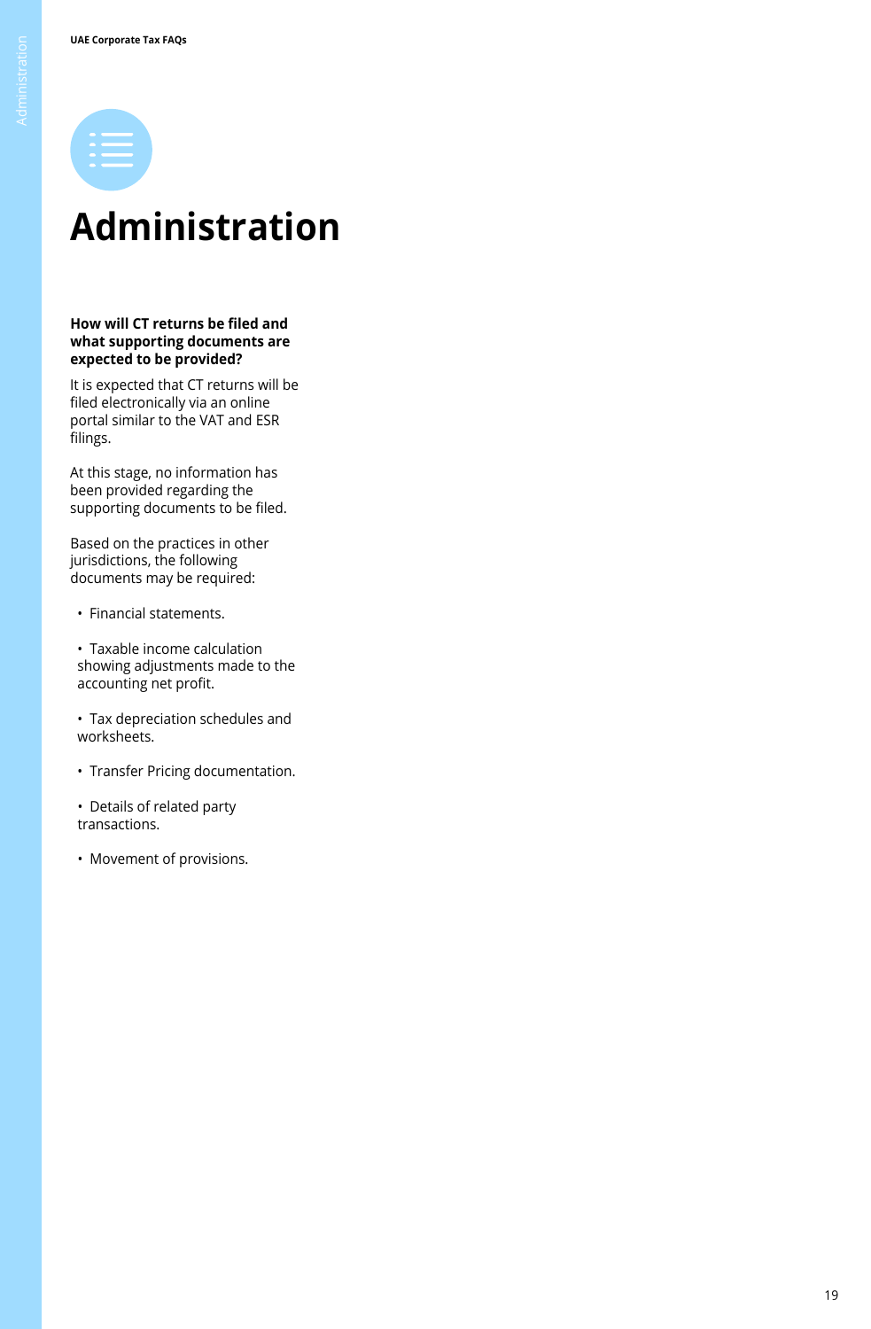# Administration

**How will CT returns be filed and what supporting documents are expected to be provided?**

It is expected that CT returns will be filed electronically via an online portal similar to the VAT and ESR filings.

At this stage, no information has been provided regarding the supporting documents to be filed.

Based on the practices in other jurisdictions, the following documents may be required:

- Financial statements.
- Taxable income calculation showing adjustments made to the accounting net profit.
- Tax depreciation schedules and worksheets.
- Transfer Pricing documentation.
- Details of related party transactions.
- Movement of provisions.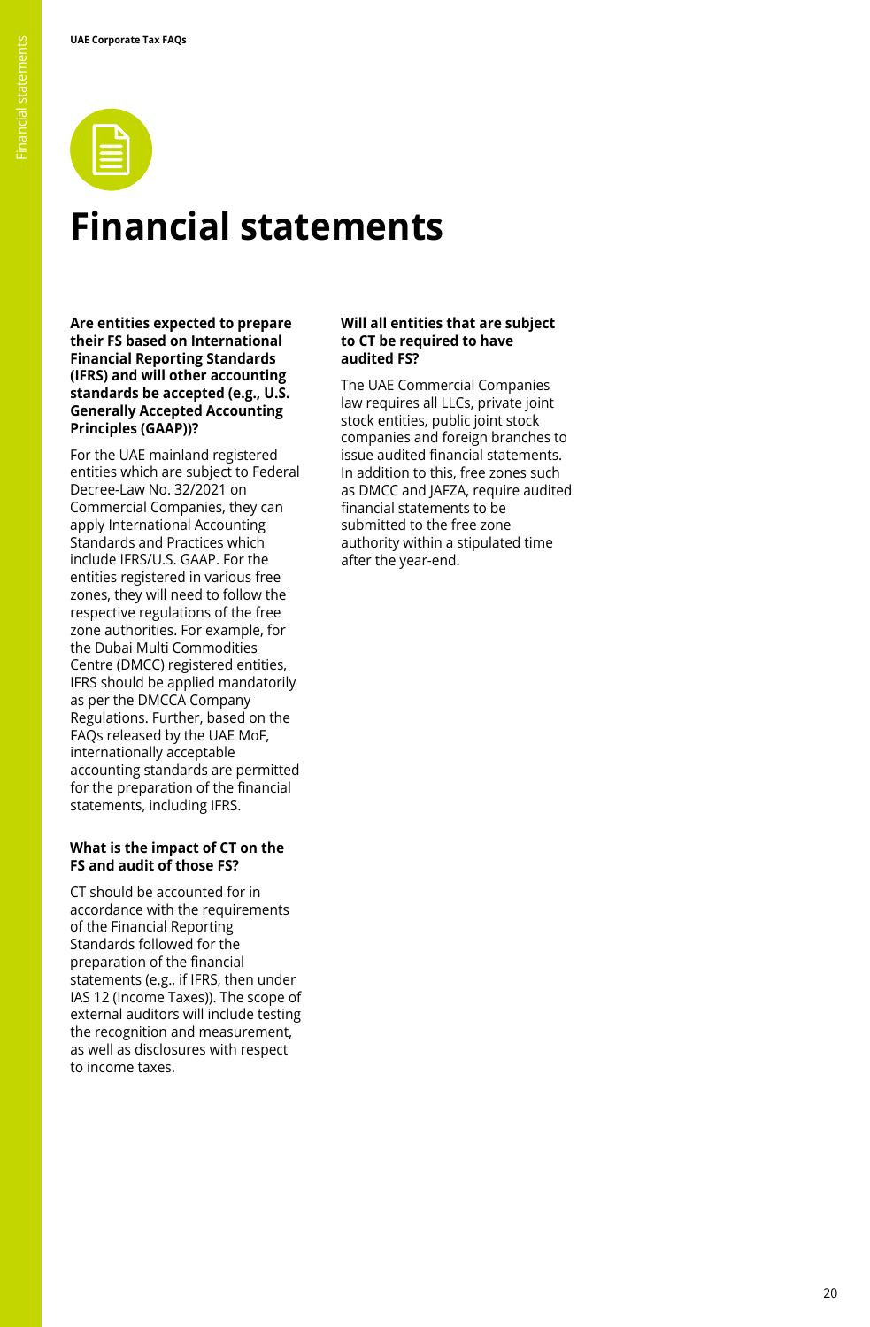# Financial statements

**Are entities expected to prepare their FS based on International Financial Reporting Standards (IFRS) and will other accounting standards be accepted (e.g., U.S. Generally Accepted Accounting Principles (GAAP))?**

For the UAE mainland registered entities which are subject to Federal Decree-Law No. 32/2021 on Commercial Companies, they can apply International Accounting Standards and Practices which include IFRS/U.S. GAAP. For the entities registered in various free zones, they will need to follow the respective regulations of the free zone authorities. For example, for the Dubai Multi Commodities Centre (DMCC) registered entities, IFRS should be applied mandatorily as per the DMCCA Company Regulations. Further, based on the FAQs released by the UAE MoF, internationally acceptable accounting standards are permitted for the preparation of the financial statements, including IFRS.

**What is the impact of CT on the FS and audit of those FS?**

CT should be accounted for in accordance with the requirements of the Financial Reporting Standards followed for the preparation of the financial statements (e.g., if IFRS, then under IAS 12 (Income Taxes)). The scope of external auditors will include testing the recognition and measurement, as well as disclosures with respect to income taxes.

**Will all entities that are subject to CT be required to have audited FS?**

The UAE Commercial Companies law requires all LLCs, private joint stock entities, public joint stock companies and foreign branches to issue audited financial statements. In addition to this, free zones such as DMCC and JAFZA, require audited financial statements to be submitted to the free zone authority within a stipulated time after the year-end.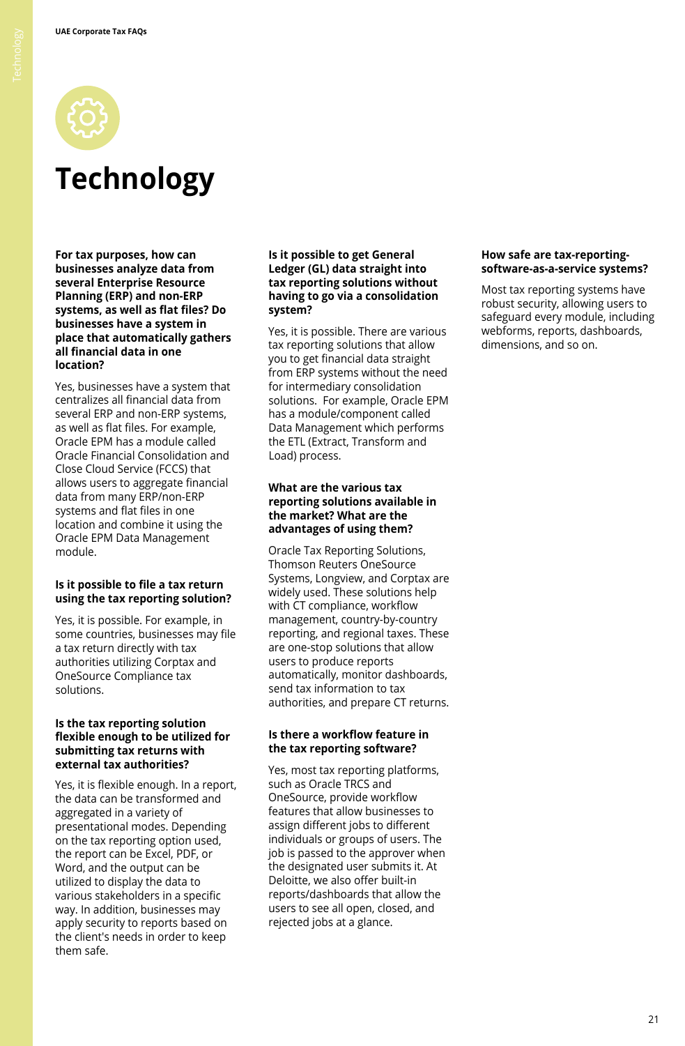# Technology

**For tax purposes, how can businesses analyze data from several Enterprise Resource Planning (ERP) and non-ERP systems, as well as flat files? Do businesses have a system in place that automatically gathers all financial data in one location?**

Yes, businesses have a system that centralizes all financial data from several ERP and non-ERP systems, as well as flat files. For example, Oracle EPM has a module called Oracle Financial Consolidation and Close Cloud Service (FCCS) that allows users to aggregate financial data from many ERP/non-ERP systems and flat files in one location and combine it using the Oracle EPM Data Management module.

**Is it possible to file a tax return using the tax reporting solution?**

Yes, it is possible. For example, in some countries, businesses may file a tax return directly with tax authorities utilizing Corptax and OneSource Compliance tax solutions.

**Is the tax reporting solution flexible enough to be utilized for submitting tax returns with external tax authorities?**

Yes, it is flexible enough. In a report, the data can be transformed and aggregated in a variety of presentational modes. Depending on the tax reporting option used, the report can be Excel, PDF, or Word, and the output can be utilized to display the data to various stakeholders in a specific way. In addition, businesses may apply security to reports based on the client's needs in order to keep them safe.

**Is it possible to get General Ledger (GL) data straight into tax reporting solutions without having to go via a consolidation system?**

Yes, it is possible. There are various tax reporting solutions that allow you to get financial data straight from ERP systems without the need for intermediary consolidation solutions. For example, Oracle EPM has a module/component called Data Management which performs the ETL (Extract, Transform and Load) process.

**What are the various tax reporting solutions available in the market? What are the advantages of using them?**

Oracle Tax Reporting Solutions, Thomson Reuters OneSource Systems, Longview, and Corptax are widely used. These solutions help with CT compliance, workflow management, country-by-country reporting, and regional taxes. These are one-stop solutions that allow users to produce reports automatically, monitor dashboards, send tax information to tax authorities, and prepare CT returns.

**Is there a workflow feature in the tax reporting software?**

Yes, most tax reporting platforms, such as Oracle TRCS and OneSource, provide workflow features that allow businesses to assign different jobs to different individuals or groups of users. The job is passed to the approver when the designated user submits it. At Deloitte, we also offer built-in reports/dashboards that allow the users to see all open, closed, and rejected jobs at a glance.

**How safe are tax-reporting-software-as-a-service systems?**

Most tax reporting systems have robust security, allowing users to safeguard every module, including webforms, reports, dashboards, dimensions, and so on.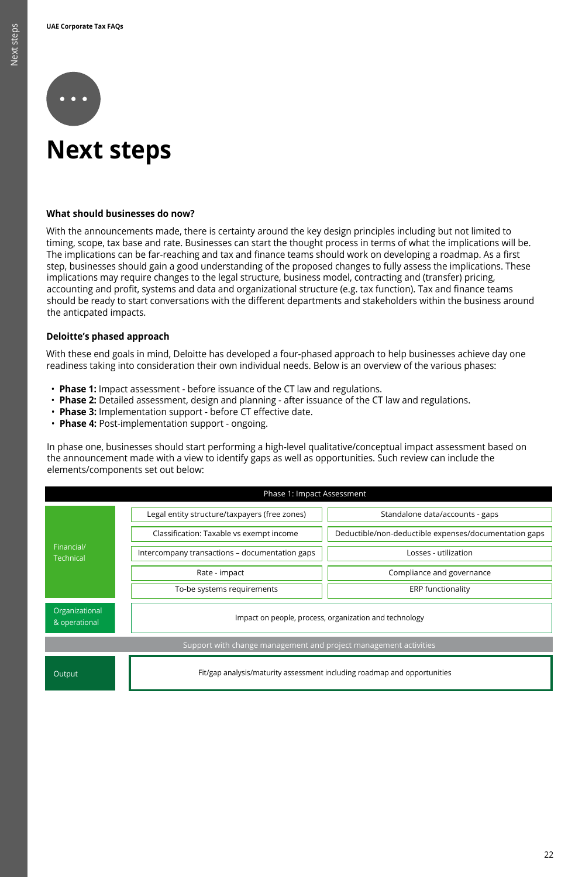# Next steps

### What should businesses do now?

With the announcements made, there is certainty around the key design principles including but not limited to timing, scope, tax base and rate. Businesses can start the thought process in terms of what the implications will be. The implications can be far-reaching and tax and finance teams should work on developing a roadmap. As a first step, businesses should gain a good understanding of the proposed changes to fully assess the implications. These implications may require changes to the legal structure, business model, contracting and (transfer) pricing, accounting and profit, systems and data and organizational structure (e.g. tax function). Tax and finance teams should be ready to start conversations with the different departments and stakeholders within the business around the anticpated impacts.

### Deloitte's phased approach

With these end goals in mind, Deloitte has developed a four-phased approach to help businesses achieve day one readiness taking into consideration their own individual needs. Below is an overview of the various phases:

- **Phase 1:** Impact assessment - before issuance of the CT law and regulations.
- **Phase 2:** Detailed assessment, design and planning - after issuance of the CT law and regulations.
- **Phase 3:** Implementation support - before CT effective date.
- **Phase 4:** Post-implementation support - ongoing.

In phase one, businesses should start performing a high-level qualitative/conceptual impact assessment based on the announcement made with a view to identify gaps as well as opportunities. Such review can include the elements/components set out below:

| Phase 1: Impact Assessment | | |
|---|---|---|
| Financial/ Technical | Legal entity structure/taxpayers (free zones) | Standalone data/accounts - gaps |
| | Classification: Taxable vs exempt income | Deductible/non-deductible expenses/documentation gaps |
| | Intercompany transactions – documentation gaps | Losses - utilization |
| | Rate - impact | Compliance and governance |
| | To-be systems requirements | ERP functionality |
| Organizational & operational | Impact on people, process, organization and technology | |
| Support with change management and project management activities | | |
| Output | Fit/gap analysis/maturity assessment including roadmap and opportunities | |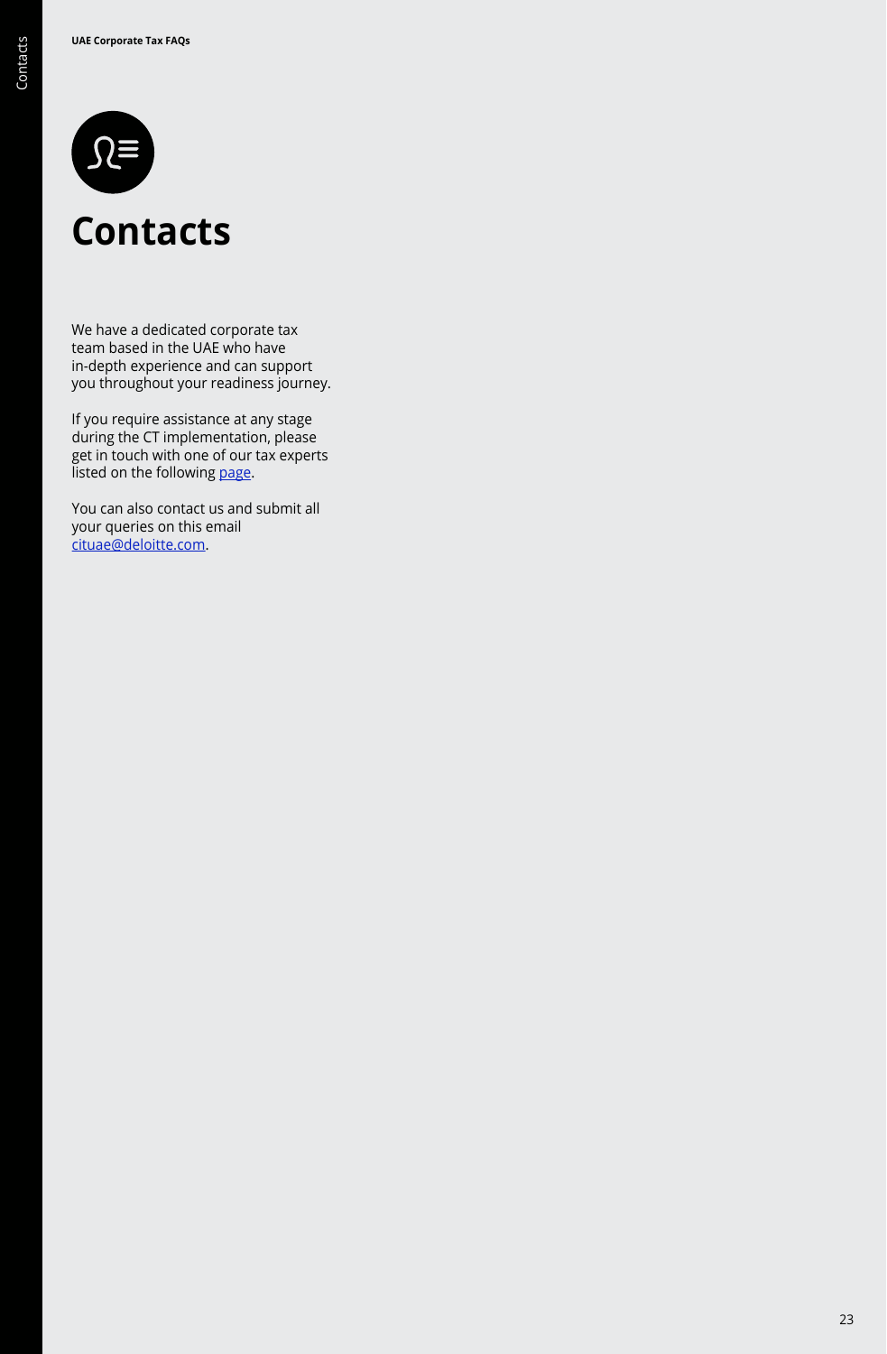# Contacts

We have a dedicated corporate tax team based in the UAE who have in-depth experience and can support you throughout your readiness journey.

If you require assistance at any stage during the CT implementation, please get in touch with one of our tax experts listed on the following page.

You can also contact us and submit all your queries on this email cituae@deloitte.com.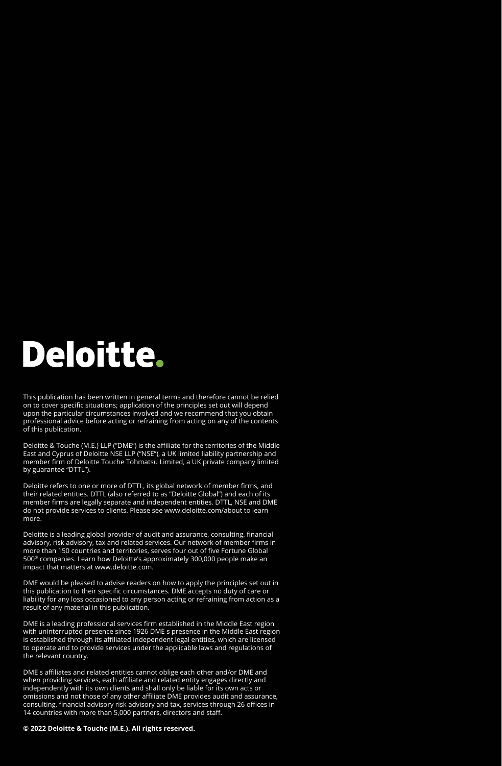# Deloitte.

This publication has been written in general terms and therefore cannot be relied on to cover specific situations; application of the principles set out will depend upon the particular circumstances involved and we recommend that you obtain professional advice before acting or refraining from acting on any of the contents of this publication.

Deloitte & Touche (M.E.) LLP ("DME") is the affiliate for the territories of the Middle East and Cyprus of Deloitte NSE LLP ("NSE"), a UK limited liability partnership and member firm of Deloitte Touche Tohmatsu Limited, a UK private company limited by guarantee "DTTL").

Deloitte refers to one or more of DTTL, its global network of member firms, and their related entities. DTTL (also referred to as "Deloitte Global") and each of its member firms are legally separate and independent entities. DTTL, NSE and DME do not provide services to clients. Please see www.deloitte.com/about to learn more.

Deloitte is a leading global provider of audit and assurance, consulting, financial advisory, risk advisory, tax and related services. Our network of member firms in more than 150 countries and territories, serves four out of five Fortune Global 500® companies. Learn how Deloitte's approximately 300,000 people make an impact that matters at www.deloitte.com.

DME would be pleased to advise readers on how to apply the principles set out in this publication to their specific circumstances. DME accepts no duty of care or liability for any loss occasioned to any person acting or refraining from action as a result of any material in this publication.

DME is a leading professional services firm established in the Middle East region with uninterrupted presence since 1926 DME s presence in the Middle East region is established through its affiliated independent legal entities, which are licensed to operate and to provide services under the applicable laws and regulations of the relevant country.

DME s affiliates and related entities cannot oblige each other and/or DME and when providing services, each affiliate and related entity engages directly and independently with its own clients and shall only be liable for its own acts or omissions and not those of any other affiliate DME provides audit and assurance, consulting, financial advisory risk advisory and tax, services through 26 offices in 14 countries with more than 5,000 partners, directors and staff.

**© 2022 Deloitte & Touche (M.E.). All rights reserved.**